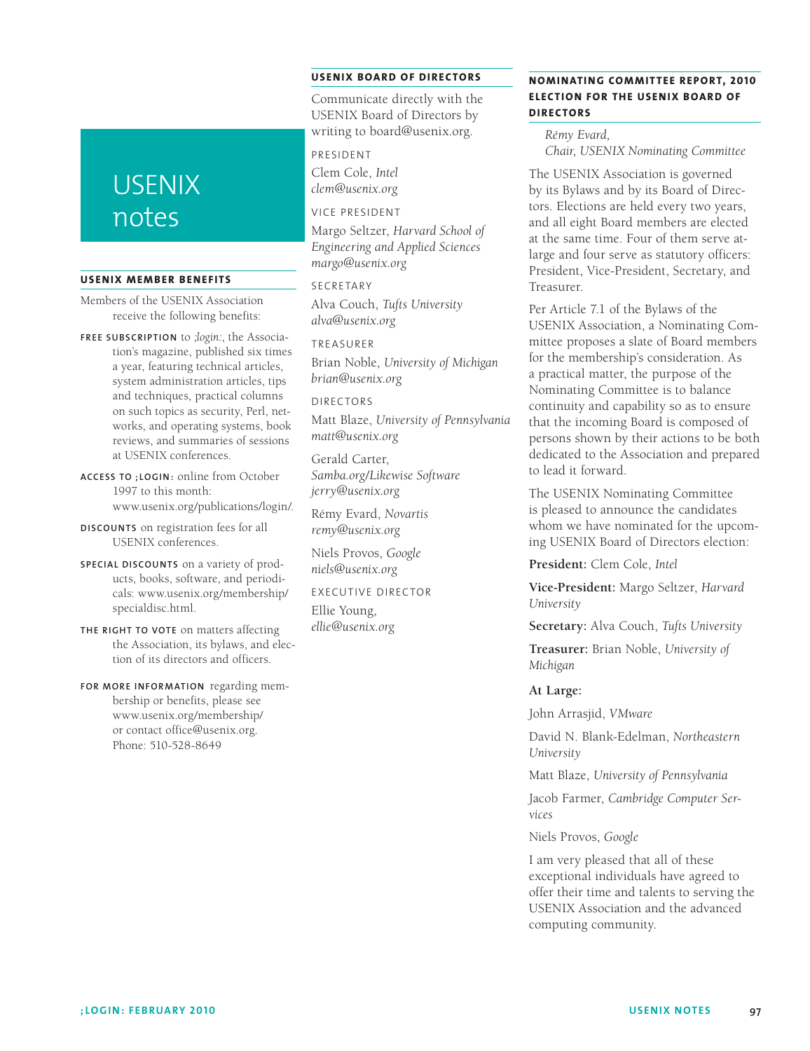# USENIX notes

## USENIX MEMBER BENEFITS

Members of the USENIX Association receive the following benefits:

**FREE SUBSCRIPTION** to *;login:*, the Association's magazine, published six times a year, featuring technical articles, system administration articles, tips and techniques, practical columns on such topics as security, Perl, networks, and operating systems, book reviews, and summaries of sessions at USENIX conferences.

**ACCESS TO ;LOGIN:** online from October 1997 to this month: www.usenix.org/publications/login/.

**DISCOUNTS** on registration fees for all USENIX conferences.

**SPECIAL DISCOUNTS** on a variety of products, books, software, and periodicals: www.usenix.org/membership/specialdisc.html.

**THE RIGHT TO VOTE** on matters affecting the Association, its bylaws, and election of its directors and officers.

**FOR MORE INFORMATION** regarding membership or benefits, please see www.usenix.org/membership/ or contact office@usenix.org. Phone: 510-528-8649

## USENIX BOARD OF DIRECTORS

Communicate directly with the USENIX Board of Directors by writing to board@usenix.org.

PRESIDENT

Clem Cole, *Intel*
*clem@usenix.org*

VICE PRESIDENT

Margo Seltzer, *Harvard School of Engineering and Applied Sciences*
*margo@usenix.org*

SECRETARY

Alva Couch, *Tufts University*
*alva@usenix.org*

TREASURER

Brian Noble, *University of Michigan*
*brian@usenix.org*

DIRECTORS

Matt Blaze, *University of Pennsylvania*
*matt@usenix.org*

Gerald Carter, *Samba.org/Likewise Software*
*jerry@usenix.org*

Rémy Evard, *Novartis*
*remy@usenix.org*

Niels Provos, *Google*
*niels@usenix.org*

EXECUTIVE DIRECTOR

Ellie Young,
*ellie@usenix.org*

## NOMINATING COMMITTEE REPORT, 2010 ELECTION FOR THE USENIX BOARD OF DIRECTORS

*Rémy Evard,*
*Chair, USENIX Nominating Committee*

The USENIX Association is governed by its Bylaws and by its Board of Directors. Elections are held every two years, and all eight Board members are elected at the same time. Four of them serve at-large and four serve as statutory officers: President, Vice-President, Secretary, and Treasurer.

Per Article 7.1 of the Bylaws of the USENIX Association, a Nominating Committee proposes a slate of Board members for the membership's consideration. As a practical matter, the purpose of the Nominating Committee is to balance continuity and capability so as to ensure that the incoming Board is composed of persons shown by their actions to be both dedicated to the Association and prepared to lead it forward.

The USENIX Nominating Committee is pleased to announce the candidates whom we have nominated for the upcoming USENIX Board of Directors election:

**President:** Clem Cole, *Intel*

**Vice-President:** Margo Seltzer, *Harvard University*

**Secretary:** Alva Couch, *Tufts University*

**Treasurer:** Brian Noble, *University of Michigan*

**At Large:**

John Arrasjid, *VMware*

David N. Blank-Edelman, *Northeastern University*

Matt Blaze, *University of Pennsylvania*

Jacob Farmer, *Cambridge Computer Services*

Niels Provos, *Google*

I am very pleased that all of these exceptional individuals have agreed to offer their time and talents to serving the USENIX Association and the advanced computing community.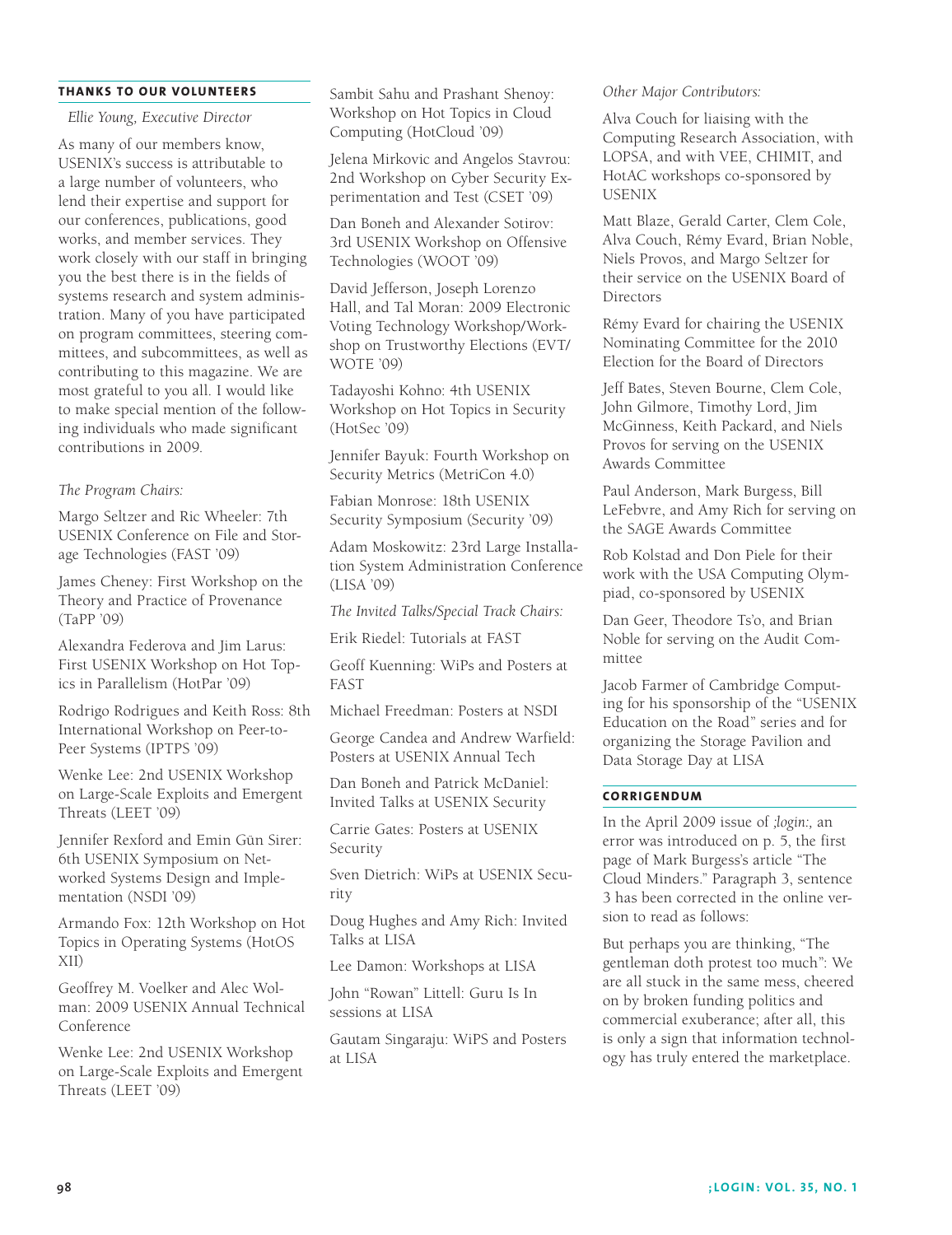## THANKS TO OUR VOLUNTEERS

*Ellie Young, Executive Director*

As many of our members know, USENIX's success is attributable to a large number of volunteers, who lend their expertise and support for our conferences, publications, good works, and member services. They work closely with our staff in bringing you the best there is in the fields of systems research and system administration. Many of you have participated on program committees, steering committees, and subcommittees, as well as contributing to this magazine. We are most grateful to you all. I would like to make special mention of the following individuals who made significant contributions in 2009.

*The Program Chairs:*

Margo Seltzer and Ric Wheeler: 7th USENIX Conference on File and Storage Technologies (FAST '09)

James Cheney: First Workshop on the Theory and Practice of Provenance (TaPP '09)

Alexandra Federova and Jim Larus: First USENIX Workshop on Hot Topics in Parallelism (HotPar '09)

Rodrigo Rodrigues and Keith Ross: 8th International Workshop on Peer-to-Peer Systems (IPTPS '09)

Wenke Lee: 2nd USENIX Workshop on Large-Scale Exploits and Emergent Threats (LEET '09)

Jennifer Rexford and Emin Gün Sirer: 6th USENIX Symposium on Networked Systems Design and Implementation (NSDI '09)

Armando Fox: 12th Workshop on Hot Topics in Operating Systems (HotOS XII)

Geoffrey M. Voelker and Alec Wolman: 2009 USENIX Annual Technical Conference

Wenke Lee: 2nd USENIX Workshop on Large-Scale Exploits and Emergent Threats (LEET '09)

Sambit Sahu and Prashant Shenoy: Workshop on Hot Topics in Cloud Computing (HotCloud '09)

Jelena Mirkovic and Angelos Stavrou: 2nd Workshop on Cyber Security Experimentation and Test (CSET '09)

Dan Boneh and Alexander Sotirov: 3rd USENIX Workshop on Offensive Technologies (WOOT '09)

David Jefferson, Joseph Lorenzo Hall, and Tal Moran: 2009 Electronic Voting Technology Workshop/Workshop on Trustworthy Elections (EVT/WOTE '09)

Tadayoshi Kohno: 4th USENIX Workshop on Hot Topics in Security (HotSec '09)

Jennifer Bayuk: Fourth Workshop on Security Metrics (MetriCon 4.0)

Fabian Monrose: 18th USENIX Security Symposium (Security '09)

Adam Moskowitz: 23rd Large Installation System Administration Conference (LISA '09)

*The Invited Talks/Special Track Chairs:*

Erik Riedel: Tutorials at FAST

Geoff Kuenning: WiPs and Posters at FAST

Michael Freedman: Posters at NSDI

George Candea and Andrew Warfield: Posters at USENIX Annual Tech

Dan Boneh and Patrick McDaniel: Invited Talks at USENIX Security

Carrie Gates: Posters at USENIX Security

Sven Dietrich: WiPs at USENIX Security

Doug Hughes and Amy Rich: Invited Talks at LISA

Lee Damon: Workshops at LISA

John "Rowan" Littell: Guru Is In sessions at LISA

Gautam Singaraju: WiPS and Posters at LISA

*Other Major Contributors:*

Alva Couch for liaising with the Computing Research Association, with LOPSA, and with VEE, CHIMIT, and HotAC workshops co-sponsored by USENIX

Matt Blaze, Gerald Carter, Clem Cole, Alva Couch, Rémy Evard, Brian Noble, Niels Provos, and Margo Seltzer for their service on the USENIX Board of Directors

Rémy Evard for chairing the USENIX Nominating Committee for the 2010 Election for the Board of Directors

Jeff Bates, Steven Bourne, Clem Cole, John Gilmore, Timothy Lord, Jim McGinness, Keith Packard, and Niels Provos for serving on the USENIX Awards Committee

Paul Anderson, Mark Burgess, Bill LeFebvre, and Amy Rich for serving on the SAGE Awards Committee

Rob Kolstad and Don Piele for their work with the USA Computing Olympiad, co-sponsored by USENIX

Dan Geer, Theodore Ts'o, and Brian Noble for serving on the Audit Committee

Jacob Farmer of Cambridge Computing for his sponsorship of the "USENIX Education on the Road" series and for organizing the Storage Pavilion and Data Storage Day at LISA

## CORRIGENDUM

In the April 2009 issue of *;login:,* an error was introduced on p. 5, the first page of Mark Burgess's article "The Cloud Minders." Paragraph 3, sentence 3 has been corrected in the online version to read as follows:

But perhaps you are thinking, "The gentleman doth protest too much": We are all stuck in the same mess, cheered on by broken funding politics and commercial exuberance; after all, this is only a sign that information technology has truly entered the marketplace.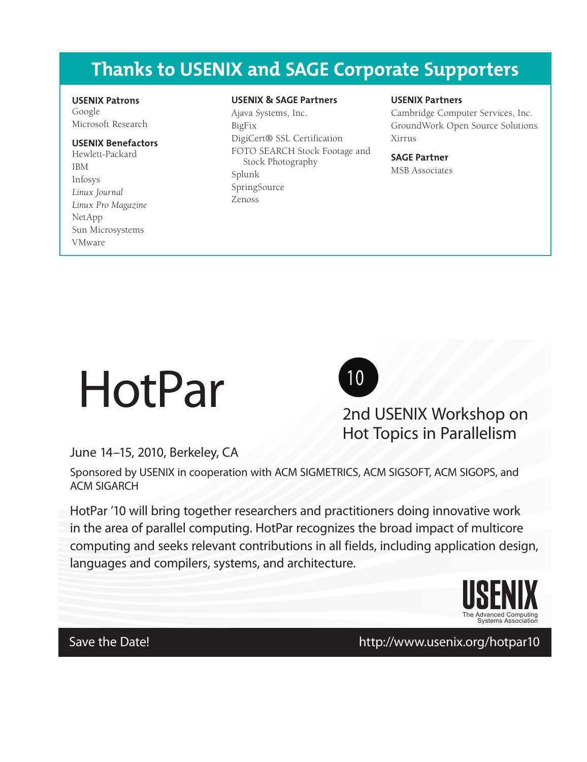## Thanks to USENIX and SAGE Corporate Supporters

**USENIX Patrons**
Google
Microsoft Research

**USENIX Benefactors**
Hewlett-Packard
IBM
Infosys
*Linux Journal*
*Linux Pro Magazine*
NetApp
Sun Microsystems
VMware

**USENIX & SAGE Partners**
Ajava Systems, Inc.
BigFix
DigiCert® SSL Certification
FOTO SEARCH Stock Footage and Stock Photography
Splunk
SpringSource
Zenoss

**USENIX Partners**
Cambridge Computer Services, Inc.
GroundWork Open Source Solutions
Xirrus

**SAGE Partner**
MSB Associates

# HotPar 10

## 2nd USENIX Workshop on Hot Topics in Parallelism

June 14–15, 2010, Berkeley, CA

Sponsored by USENIX in cooperation with ACM SIGMETRICS, ACM SIGSOFT, ACM SIGOPS, and ACM SIGARCH

HotPar '10 will bring together researchers and practitioners doing innovative work in the area of parallel computing. HotPar recognizes the broad impact of multicore computing and seeks relevant contributions in all fields, including application design, languages and compilers, systems, and architecture.

USENIX
The Advanced Computing Systems Association

Save the Date!

http://www.usenix.org/hotpar10